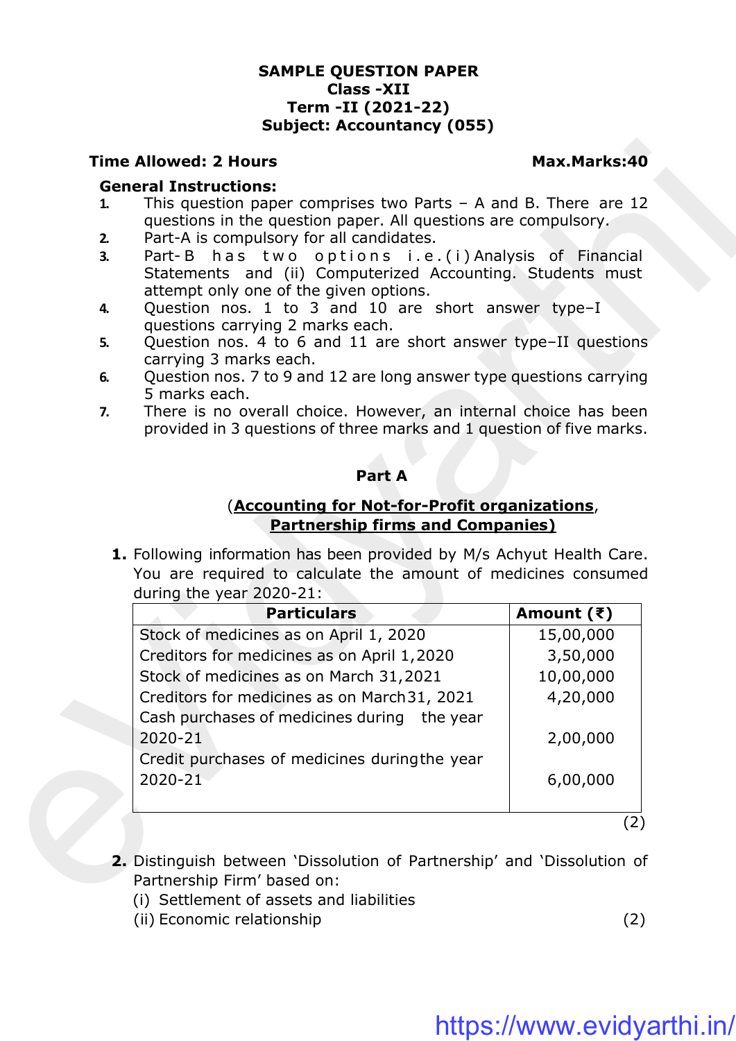# SAMPLE QUESTION PAPER
## Class -XII
## Term -II (2021-22)
## Subject: Accountancy (055)

**Time Allowed: 2 Hours** **Max.Marks:40**

**General Instructions:**

1. This question paper comprises two Parts – A and B. There are 12 questions in the question paper. All questions are compulsory.
2. Part-A is compulsory for all candidates.
3. Part-B has two options i.e.(i) Analysis of Financial Statements and (ii) Computerized Accounting. Students must attempt only one of the given options.
4. Question nos. 1 to 3 and 10 are short answer type–I questions carrying 2 marks each.
5. Question nos. 4 to 6 and 11 are short answer type–II questions carrying 3 marks each.
6. Question nos. 7 to 9 and 12 are long answer type questions carrying 5 marks each.
7. There is no overall choice. However, an internal choice has been provided in 3 questions of three marks and 1 question of five marks.

## Part A

(**Accounting for Not-for-Profit organizations**, **Partnership firms and Companies)**

**1.** Following information has been provided by M/s Achyut Health Care. You are required to calculate the amount of medicines consumed during the year 2020-21:

| Particulars | Amount (₹) |
|---|---|
| Stock of medicines as on April 1, 2020 | 15,00,000 |
| Creditors for medicines as on April 1,2020 | 3,50,000 |
| Stock of medicines as on March 31,2021 | 10,00,000 |
| Creditors for medicines as on March 31, 2021 | 4,20,000 |
| Cash purchases of medicines during the year 2020-21 | 2,00,000 |
| Credit purchases of medicines during the year 2020-21 | 6,00,000 |

(2)

**2.** Distinguish between 'Dissolution of Partnership' and 'Dissolution of Partnership Firm' based on:

(i) Settlement of assets and liabilities

(ii) Economic relationship (2)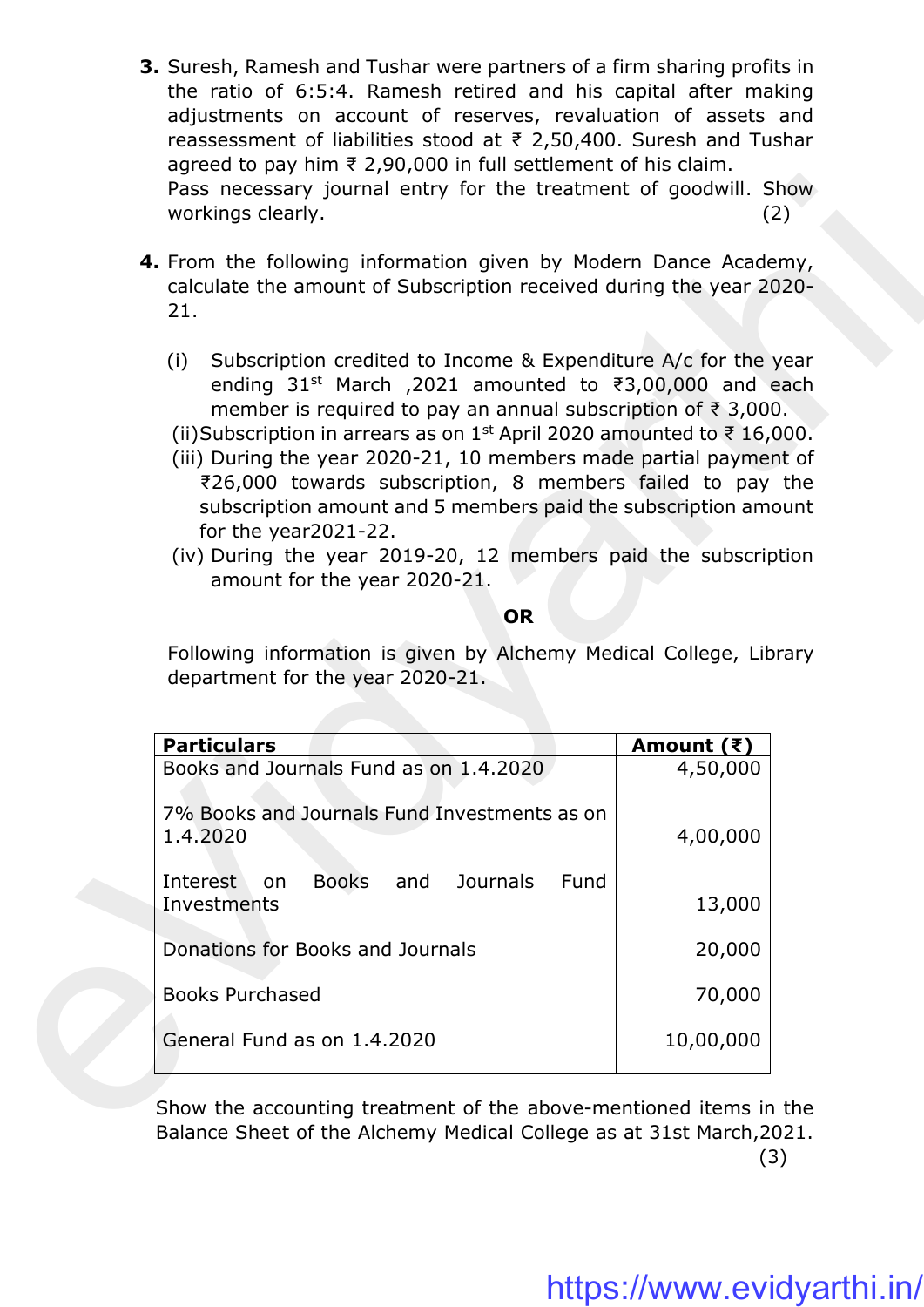**3.** Suresh, Ramesh and Tushar were partners of a firm sharing profits in the ratio of 6:5:4. Ramesh retired and his capital after making adjustments on account of reserves, revaluation of assets and reassessment of liabilities stood at ₹ 2,50,400. Suresh and Tushar agreed to pay him ₹ 2,90,000 in full settlement of his claim.
Pass necessary journal entry for the treatment of goodwill. Show workings clearly. (2)

**4.** From the following information given by Modern Dance Academy, calculate the amount of Subscription received during the year 2020-21.

(i) Subscription credited to Income & Expenditure A/c for the year ending 31st March ,2021 amounted to ₹3,00,000 and each member is required to pay an annual subscription of ₹ 3,000.

(ii) Subscription in arrears as on 1st April 2020 amounted to ₹ 16,000.

(iii) During the year 2020-21, 10 members made partial payment of ₹26,000 towards subscription, 8 members failed to pay the subscription amount and 5 members paid the subscription amount for the year2021-22.

(iv) During the year 2019-20, 12 members paid the subscription amount for the year 2020-21.

**OR**

Following information is given by Alchemy Medical College, Library department for the year 2020-21.

| Particulars | Amount (₹) |
|---|---|
| Books and Journals Fund as on 1.4.2020 | 4,50,000 |
| 7% Books and Journals Fund Investments as on 1.4.2020 | 4,00,000 |
| Interest on Books and Journals Fund Investments | 13,000 |
| Donations for Books and Journals | 20,000 |
| Books Purchased | 70,000 |
| General Fund as on 1.4.2020 | 10,00,000 |

Show the accounting treatment of the above-mentioned items in the Balance Sheet of the Alchemy Medical College as at 31st March,2021. (3)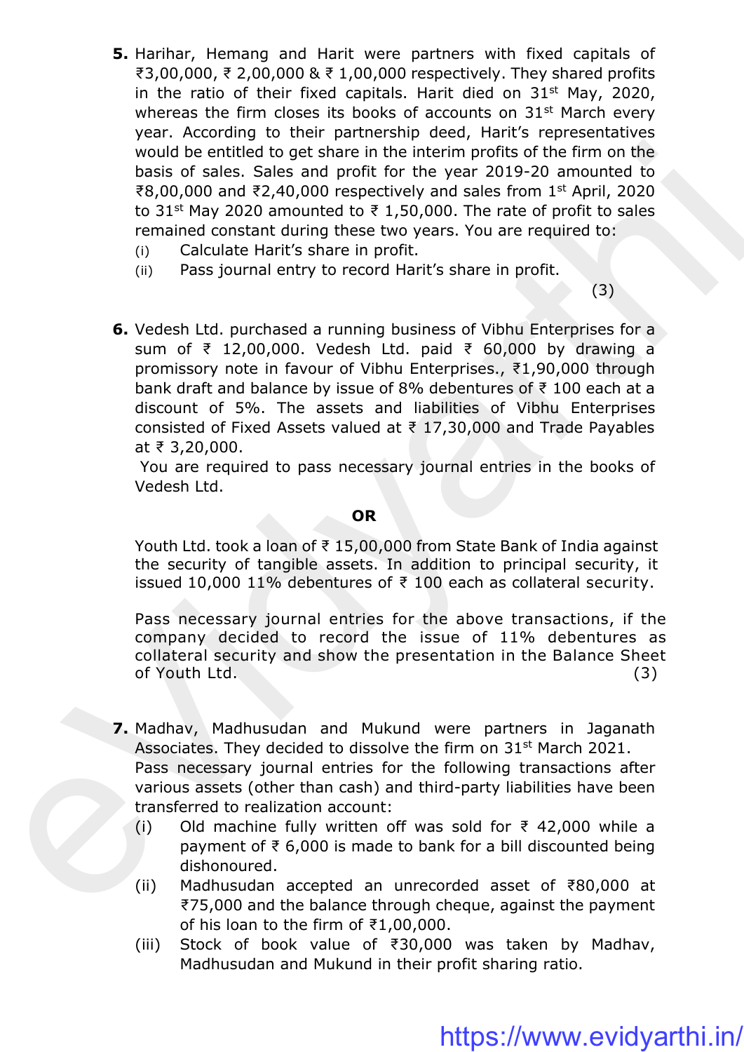**5.** Harihar, Hemang and Harit were partners with fixed capitals of ₹3,00,000, ₹ 2,00,000 & ₹ 1,00,000 respectively. They shared profits in the ratio of their fixed capitals. Harit died on 31st May, 2020, whereas the firm closes its books of accounts on 31st March every year. According to their partnership deed, Harit's representatives would be entitled to get share in the interim profits of the firm on the basis of sales. Sales and profit for the year 2019-20 amounted to ₹8,00,000 and ₹2,40,000 respectively and sales from 1st April, 2020 to 31st May 2020 amounted to ₹ 1,50,000. The rate of profit to sales remained constant during these two years. You are required to:

(i) Calculate Harit's share in profit.

(ii) Pass journal entry to record Harit's share in profit.

(3)

**6.** Vedesh Ltd. purchased a running business of Vibhu Enterprises for a sum of ₹ 12,00,000. Vedesh Ltd. paid ₹ 60,000 by drawing a promissory note in favour of Vibhu Enterprises., ₹1,90,000 through bank draft and balance by issue of 8% debentures of ₹ 100 each at a discount of 5%. The assets and liabilities of Vibhu Enterprises consisted of Fixed Assets valued at ₹ 17,30,000 and Trade Payables at ₹ 3,20,000.

You are required to pass necessary journal entries in the books of Vedesh Ltd.

**OR**

Youth Ltd. took a loan of ₹ 15,00,000 from State Bank of India against the security of tangible assets. In addition to principal security, it issued 10,000 11% debentures of ₹ 100 each as collateral security.

Pass necessary journal entries for the above transactions, if the company decided to record the issue of 11% debentures as collateral security and show the presentation in the Balance Sheet of Youth Ltd. (3)

**7.** Madhav, Madhusudan and Mukund were partners in Jaganath Associates. They decided to dissolve the firm on 31st March 2021. Pass necessary journal entries for the following transactions after various assets (other than cash) and third-party liabilities have been transferred to realization account:

(i) Old machine fully written off was sold for ₹ 42,000 while a payment of ₹ 6,000 is made to bank for a bill discounted being dishonoured.

(ii) Madhusudan accepted an unrecorded asset of ₹80,000 at ₹75,000 and the balance through cheque, against the payment of his loan to the firm of ₹1,00,000.

(iii) Stock of book value of ₹30,000 was taken by Madhav, Madhusudan and Mukund in their profit sharing ratio.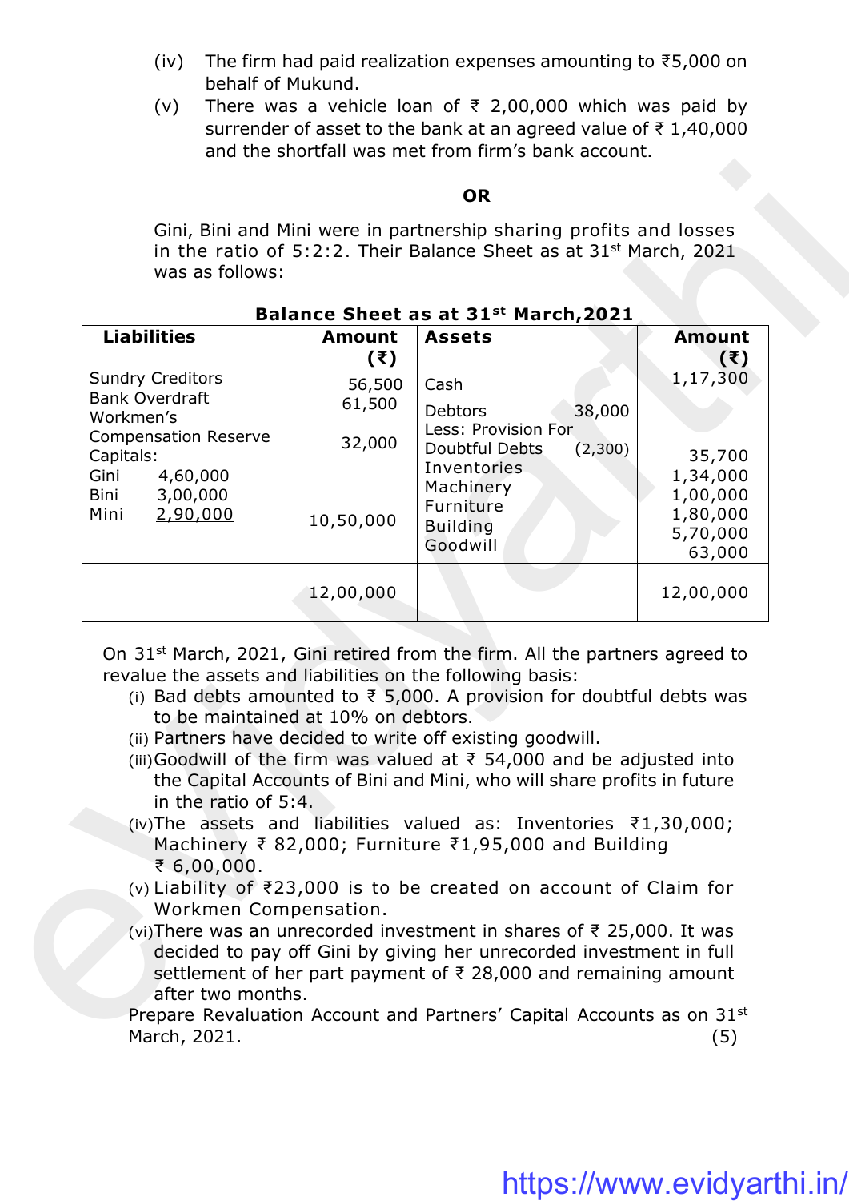(iv) The firm had paid realization expenses amounting to ₹5,000 on behalf of Mukund.

(v) There was a vehicle loan of ₹ 2,00,000 which was paid by surrender of asset to the bank at an agreed value of ₹ 1,40,000 and the shortfall was met from firm's bank account.

**OR**

Gini, Bini and Mini were in partnership sharing profits and losses in the ratio of 5:2:2. Their Balance Sheet as at 31st March, 2021 was as follows:

**Balance Sheet as at 31st March,2021**

| Liabilities | Amount (₹) | Assets | Amount (₹) |
|---|---|---|---|
| Sundry Creditors | 56,500 | Cash | 1,17,300 |
| Bank Overdraft | 61,500 | Debtors 38,000 | |
| Workmen's Compensation Reserve | 32,000 | Less: Provision For Doubtful Debts (2,300) | 35,700 |
| Capitals: | | Inventories | 1,34,000 |
| Gini 4,60,000 | | Machinery | 1,00,000 |
| Bini 3,00,000 | | Furniture | 1,80,000 |
| Mini 2,90,000 | 10,50,000 | Building | 5,70,000 |
| | | Goodwill | 63,000 |
| | 12,00,000 | | 12,00,000 |

On 31st March, 2021, Gini retired from the firm. All the partners agreed to revalue the assets and liabilities on the following basis:

(i) Bad debts amounted to ₹ 5,000. A provision for doubtful debts was to be maintained at 10% on debtors.

(ii) Partners have decided to write off existing goodwill.

(iii) Goodwill of the firm was valued at ₹ 54,000 and be adjusted into the Capital Accounts of Bini and Mini, who will share profits in future in the ratio of 5:4.

(iv) The assets and liabilities valued as: Inventories ₹1,30,000; Machinery ₹ 82,000; Furniture ₹1,95,000 and Building ₹ 6,00,000.

(v) Liability of ₹23,000 is to be created on account of Claim for Workmen Compensation.

(vi) There was an unrecorded investment in shares of ₹ 25,000. It was decided to pay off Gini by giving her unrecorded investment in full settlement of her part payment of ₹ 28,000 and remaining amount after two months.

Prepare Revaluation Account and Partners' Capital Accounts as on 31st March, 2021. (5)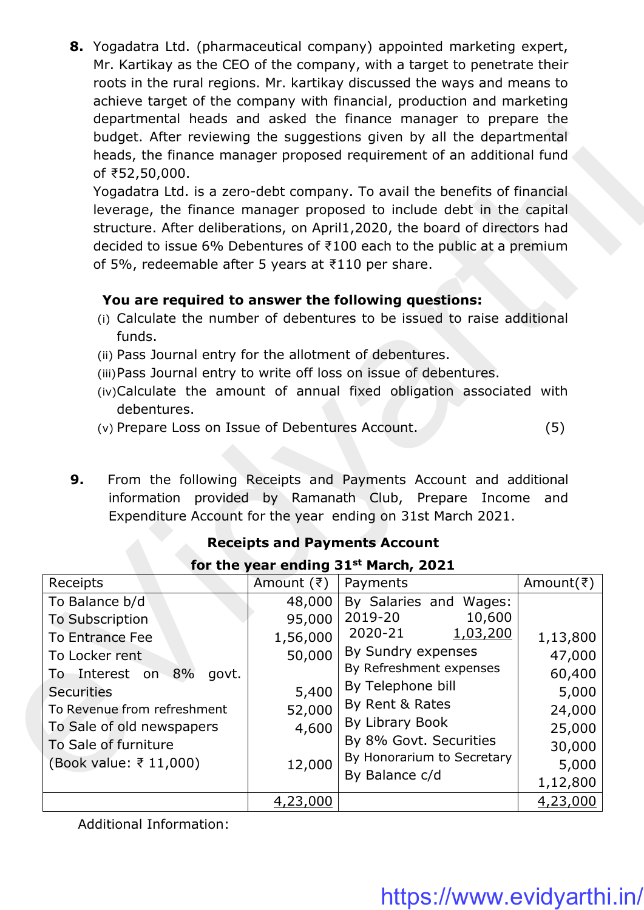**8.** Yogadatra Ltd. (pharmaceutical company) appointed marketing expert, Mr. Kartikay as the CEO of the company, with a target to penetrate their roots in the rural regions. Mr. kartikay discussed the ways and means to achieve target of the company with financial, production and marketing departmental heads and asked the finance manager to prepare the budget. After reviewing the suggestions given by all the departmental heads, the finance manager proposed requirement of an additional fund of ₹52,50,000.

Yogadatra Ltd. is a zero-debt company. To avail the benefits of financial leverage, the finance manager proposed to include debt in the capital structure. After deliberations, on April1,2020, the board of directors had decided to issue 6% Debentures of ₹100 each to the public at a premium of 5%, redeemable after 5 years at ₹110 per share.

**You are required to answer the following questions:**

(i) Calculate the number of debentures to be issued to raise additional funds.

(ii) Pass Journal entry for the allotment of debentures.

(iii) Pass Journal entry to write off loss on issue of debentures.

(iv) Calculate the amount of annual fixed obligation associated with debentures.

(v) Prepare Loss on Issue of Debentures Account. (5)

**9.** From the following Receipts and Payments Account and additional information provided by Ramanath Club, Prepare Income and Expenditure Account for the year ending on 31st March 2021.

**Receipts and Payments Account**

**for the year ending 31st March, 2021**

| Receipts | Amount (₹) | Payments | Amount(₹) |
|---|---|---|---|
| To Balance b/d | 48,000 | By Salaries and Wages: | |
| To Subscription | 95,000 | 2019-20 10,600 | |
| To Entrance Fee | 1,56,000 | 2020-21 1,03,200 | 1,13,800 |
| To Locker rent | 50,000 | By Sundry expenses | 47,000 |
| To Interest on 8% govt. Securities | 5,400 | By Refreshment expenses | 60,400 |
| To Revenue from refreshment | 52,000 | By Telephone bill | 5,000 |
| To Sale of old newspapers | 4,600 | By Rent & Rates | 24,000 |
| To Sale of furniture (Book value: ₹ 11,000) | 12,000 | By Library Book | 25,000 |
| | | By 8% Govt. Securities | 30,000 |
| | | By Honorarium to Secretary | 5,000 |
| | | By Balance c/d | 1,12,800 |
| | 4,23,000 | | 4,23,000 |

Additional Information: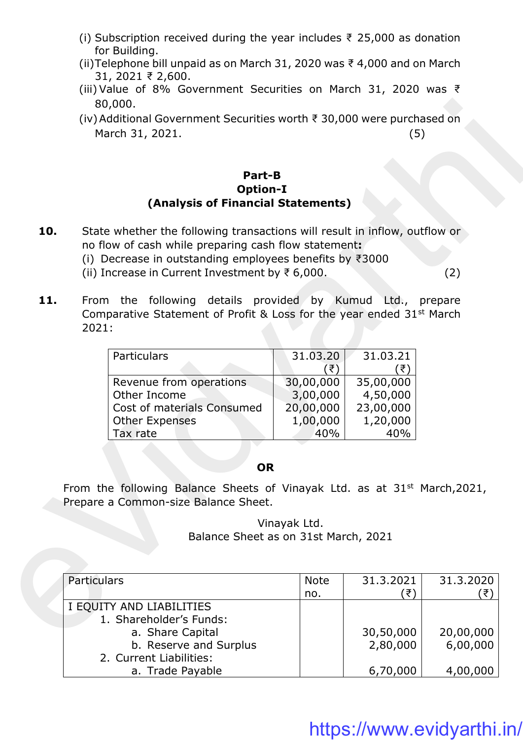(i) Subscription received during the year includes ₹ 25,000 as donation for Building.

(ii) Telephone bill unpaid as on March 31, 2020 was ₹ 4,000 and on March 31, 2021 ₹ 2,600.

(iii) Value of 8% Government Securities on March 31, 2020 was ₹ 80,000.

(iv) Additional Government Securities worth ₹ 30,000 were purchased on March 31, 2021. (5)

## Part-B
### Option-I
### (Analysis of Financial Statements)

**10.** State whether the following transactions will result in inflow, outflow or no flow of cash while preparing cash flow statement**:**

(i) Decrease in outstanding employees benefits by ₹3000

(ii) Increase in Current Investment by ₹ 6,000. (2)

**11.** From the following details provided by Kumud Ltd., prepare Comparative Statement of Profit & Loss for the year ended 31st March 2021:

| Particulars | 31.03.20 (₹) | 31.03.21 (₹) |
|---|---|---|
| Revenue from operations | 30,00,000 | 35,00,000 |
| Other Income | 3,00,000 | 4,50,000 |
| Cost of materials Consumed | 20,00,000 | 23,00,000 |
| Other Expenses | 1,00,000 | 1,20,000 |
| Tax rate | 40% | 40% |

**OR**

From the following Balance Sheets of Vinayak Ltd. as at 31st March,2021, Prepare a Common-size Balance Sheet.

Vinayak Ltd.
Balance Sheet as on 31st March, 2021

| Particulars | Note no. | 31.3.2021 (₹) | 31.3.2020 (₹) |
|---|---|---|---|
| I EQUITY AND LIABILITIES | | | |
| 1. Shareholder's Funds: | | | |
| a. Share Capital | | 30,50,000 | 20,00,000 |
| b. Reserve and Surplus | | 2,80,000 | 6,00,000 |
| 2. Current Liabilities: | | | |
| a. Trade Payable | | 6,70,000 | 4,00,000 |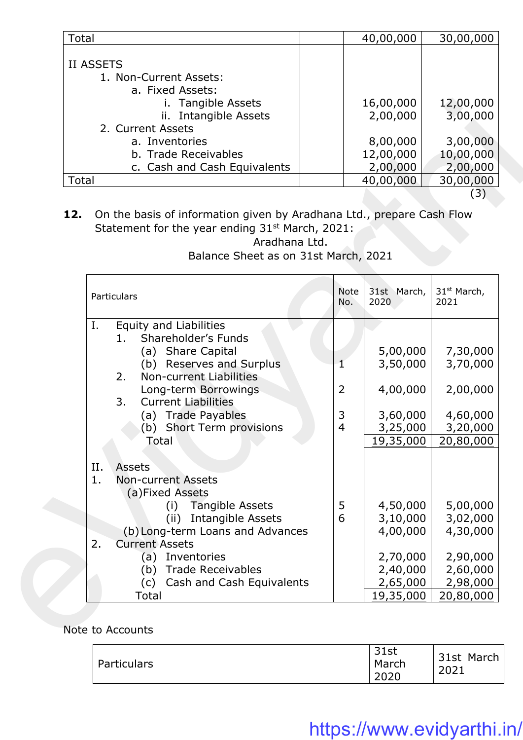| Total | | 40,00,000 | 30,00,000 |
|---|---|---|---|
| II ASSETS | | | |
| 1. Non-Current Assets: | | | |
| a. Fixed Assets: | | | |
| i. Tangible Assets | | 16,00,000 | 12,00,000 |
| ii. Intangible Assets | | 2,00,000 | 3,00,000 |
| 2. Current Assets | | | |
| a. Inventories | | 8,00,000 | 3,00,000 |
| b. Trade Receivables | | 12,00,000 | 10,00,000 |
| c. Cash and Cash Equivalents | | 2,00,000 | 2,00,000 |
| Total | | 40,00,000 | 30,00,000 |

(3)

**12.** On the basis of information given by Aradhana Ltd., prepare Cash Flow Statement for the year ending 31st March, 2021:

Aradhana Ltd.

Balance Sheet as on 31st March, 2021

| Particulars | Note No. | 31st March, 2020 | 31st March, 2021 |
|---|---|---|---|
| I. Equity and Liabilities | | | |
| 1. Shareholder's Funds | | | |
| (a) Share Capital | | 5,00,000 | 7,30,000 |
| (b) Reserves and Surplus | 1 | 3,50,000 | 3,70,000 |
| 2. Non-current Liabilities | | | |
| Long-term Borrowings | 2 | 4,00,000 | 2,00,000 |
| 3. Current Liabilities | | | |
| (a) Trade Payables | 3 | 3,60,000 | 4,60,000 |
| (b) Short Term provisions | 4 | 3,25,000 | 3,20,000 |
| Total | | 19,35,000 | 20,80,000 |
| II. Assets | | | |
| 1. Non-current Assets | | | |
| (a) Fixed Assets | | | |
| (i) Tangible Assets | 5 | 4,50,000 | 5,00,000 |
| (ii) Intangible Assets | 6 | 3,10,000 | 3,02,000 |
| (b) Long-term Loans and Advances | | 4,00,000 | 4,30,000 |
| 2. Current Assets | | | |
| (a) Inventories | | 2,70,000 | 2,90,000 |
| (b) Trade Receivables | | 2,40,000 | 2,60,000 |
| (c) Cash and Cash Equivalents | | 2,65,000 | 2,98,000 |
| Total | | 19,35,000 | 20,80,000 |

Note to Accounts

| Particulars | 31st March 2020 | 31st March 2021 |
|---|---|---|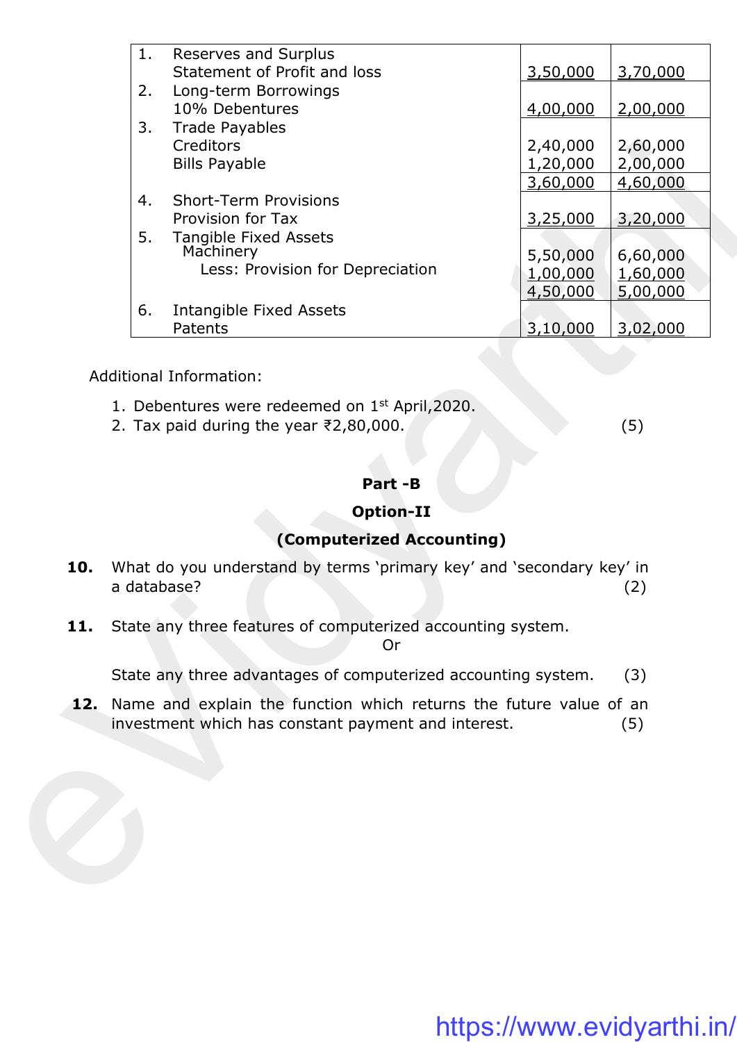| | | | |
|---|---|---|---|
| 1. | Reserves and Surplus<br>Statement of Profit and loss | 3,50,000 | 3,70,000 |
| 2. | Long-term Borrowings<br>10% Debentures | 4,00,000 | 2,00,000 |
| 3. | Trade Payables<br>Creditors<br>Bills Payable | 2,40,000<br>1,20,000 | 2,60,000<br>2,00,000 |
| | | 3,60,000 | 4,60,000 |
| 4. | Short-Term Provisions<br>Provision for Tax | 3,25,000 | 3,20,000 |
| 5. | Tangible Fixed Assets<br>Machinery<br>Less: Provision for Depreciation | 5,50,000<br>1,00,000<br>4,50,000 | 6,60,000<br>1,60,000<br>5,00,000 |
| 6. | Intangible Fixed Assets<br>Patents | 3,10,000 | 3,02,000 |

Additional Information:

1. Debentures were redeemed on 1st April,2020.
2. Tax paid during the year ₹2,80,000. (5)

## Part -B

## Option-II

## (Computerized Accounting)

**10.** What do you understand by terms 'primary key' and 'secondary key' in a database? (2)

**11.** State any three features of computerized accounting system.

Or

State any three advantages of computerized accounting system. (3)

**12.** Name and explain the function which returns the future value of an investment which has constant payment and interest. (5)